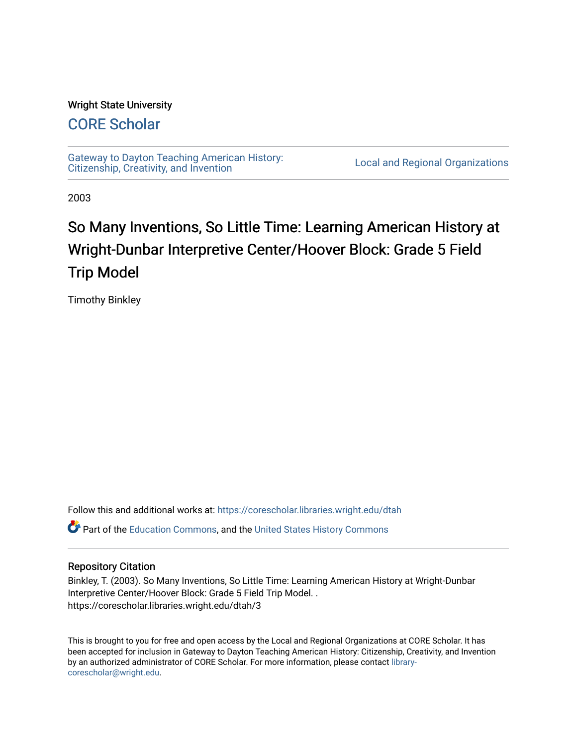Wright State University

## CORE Scholar

Gateway to Dayton Teaching American History: Citizenship, Creativity, and Invention | Local and Regional Organizations

2003

# So Many Inventions, So Little Time: Learning American History at Wright-Dunbar Interpretive Center/Hoover Block: Grade 5 Field Trip Model

Timothy Binkley

Follow this and additional works at: https://corescholar.libraries.wright.edu/dtah

Part of the Education Commons, and the United States History Commons

### Repository Citation

Binkley, T. (2003). So Many Inventions, So Little Time: Learning American History at Wright-Dunbar Interpretive Center/Hoover Block: Grade 5 Field Trip Model. . https://corescholar.libraries.wright.edu/dtah/3

This is brought to you for free and open access by the Local and Regional Organizations at CORE Scholar. It has been accepted for inclusion in Gateway to Dayton Teaching American History: Citizenship, Creativity, and Invention by an authorized administrator of CORE Scholar. For more information, please contact library-corescholar@wright.edu.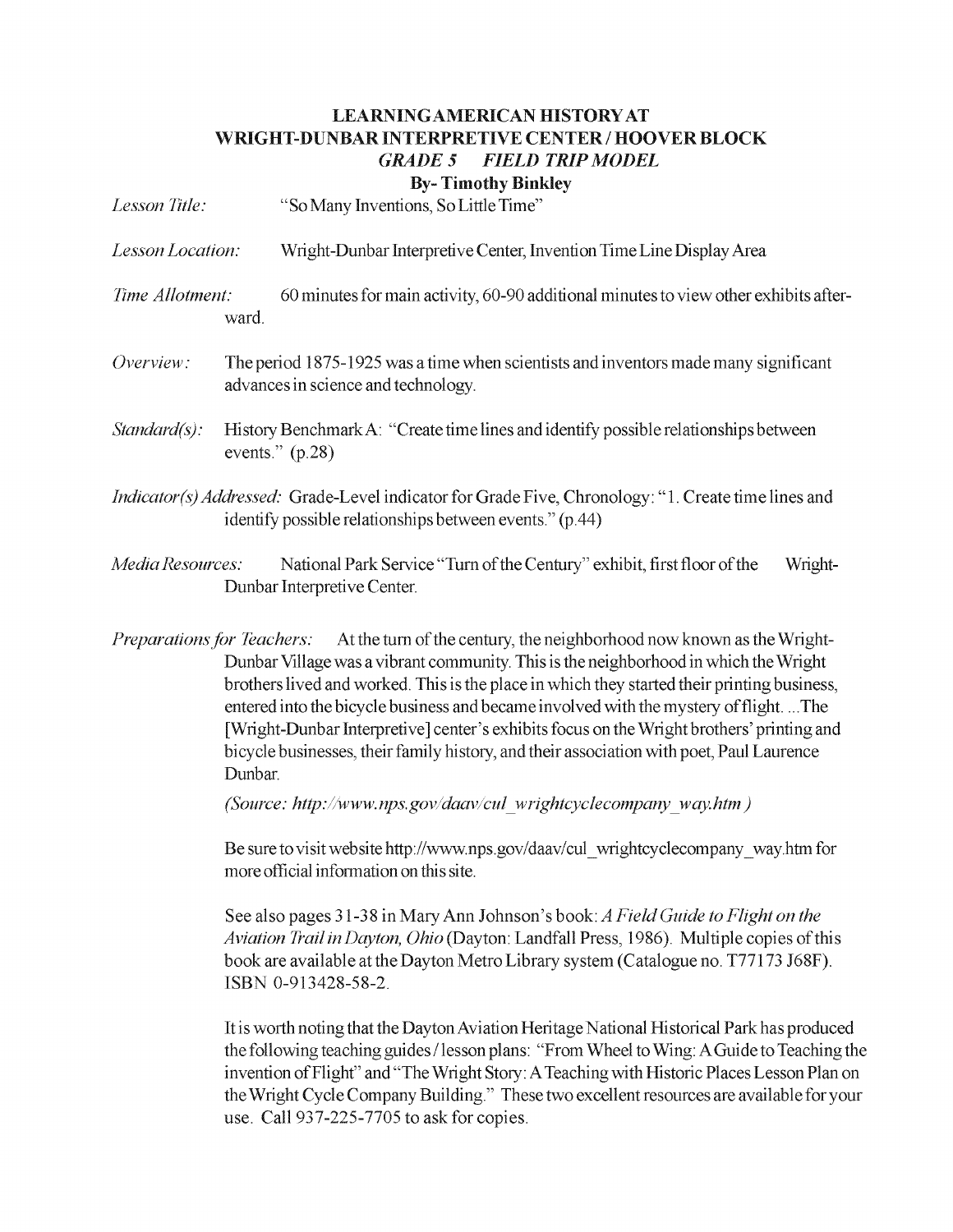# LEARNING AMERICAN HISTORY AT WRIGHT-DUNBAR INTERPRETIVE CENTER / HOOVER BLOCK

## *GRADE 5 FIELD TRIP MODEL*

**By- Timothy Binkley**

*Lesson Title:* "So Many Inventions, So Little Time"

*Lesson Location:* Wright-Dunbar Interpretive Center, Invention Time Line Display Area

*Time Allotment:* 60 minutes for main activity, 60-90 additional minutes to view other exhibits afterward.

*Overview:* The period 1875-1925 was a time when scientists and inventors made many significant advances in science and technology.

*Standard(s):* History Benchmark A: "Create time lines and identify possible relationships between events." (p.28)

*Indicator(s) Addressed:* Grade-Level indicator for Grade Five, Chronology: "1. Create time lines and identify possible relationships between events." (p.44)

*Media Resources:* National Park Service "Turn of the Century" exhibit, first floor of the Wright-Dunbar Interpretive Center.

*Preparations for Teachers:* At the turn of the century, the neighborhood now known as the Wright-Dunbar Village was a vibrant community. This is the neighborhood in which the Wright brothers lived and worked. This is the place in which they started their printing business, entered into the bicycle business and became involved with the mystery of flight. ...The [Wright-Dunbar Interpretive] center's exhibits focus on the Wright brothers' printing and bicycle businesses, their family history, and their association with poet, Paul Laurence Dunbar.

*(Source: http://www.nps.gov/daav/cul_wrightcyclecompany_way.htm )*

Be sure to visit website http://www.nps.gov/daav/cul_wrightcyclecompany_way.htm for more official information on this site.

See also pages 31-38 in Mary Ann Johnson's book: *A Field Guide to Flight on the Aviation Trail in Dayton, Ohio* (Dayton: Landfall Press, 1986). Multiple copies of this book are available at the Dayton Metro Library system (Catalogue no. T77173 J68F). ISBN 0-913428-58-2.

It is worth noting that the Dayton Aviation Heritage National Historical Park has produced the following teaching guides / lesson plans: "From Wheel to Wing: A Guide to Teaching the invention of Flight" and "The Wright Story: A Teaching with Historic Places Lesson Plan on the Wright Cycle Company Building." These two excellent resources are available for your use. Call 937-225-7705 to ask for copies.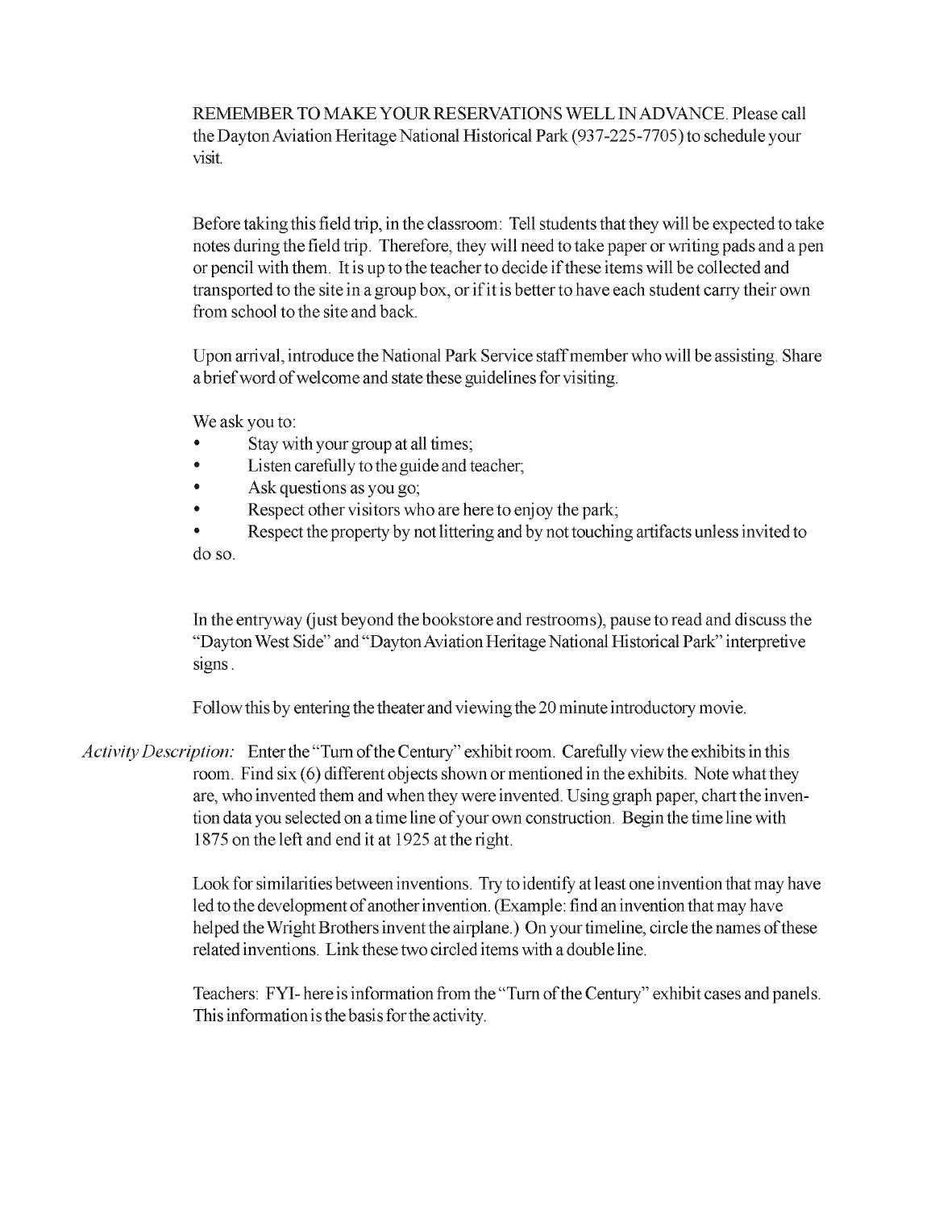REMEMBER TO MAKE YOUR RESERVATIONS WELL IN ADVANCE. Please call the Dayton Aviation Heritage National Historical Park (937-225-7705) to schedule your visit.

Before taking this field trip, in the classroom: Tell students that they will be expected to take notes during the field trip. Therefore, they will need to take paper or writing pads and a pen or pencil with them. It is up to the teacher to decide if these items will be collected and transported to the site in a group box, or if it is better to have each student carry their own from school to the site and back.

Upon arrival, introduce the National Park Service staff member who will be assisting. Share a brief word of welcome and state these guidelines for visiting.

We ask you to:

- Stay with your group at all times;
- Listen carefully to the guide and teacher;
- Ask questions as you go;
- Respect other visitors who are here to enjoy the park;
- Respect the property by not littering and by not touching artifacts unless invited to do so.

In the entryway (just beyond the bookstore and restrooms), pause to read and discuss the "Dayton West Side" and "Dayton Aviation Heritage National Historical Park" interpretive signs.

Follow this by entering the theater and viewing the 20 minute introductory movie.

*Activity Description:* Enter the "Turn of the Century" exhibit room. Carefully view the exhibits in this room. Find six (6) different objects shown or mentioned in the exhibits. Note what they are, who invented them and when they were invented. Using graph paper, chart the invention data you selected on a time line of your own construction. Begin the time line with 1875 on the left and end it at 1925 at the right.

Look for similarities between inventions. Try to identify at least one invention that may have led to the development of another invention. (Example: find an invention that may have helped the Wright Brothers invent the airplane.) On your timeline, circle the names of these related inventions. Link these two circled items with a double line.

Teachers: FYI- here is information from the "Turn of the Century" exhibit cases and panels. This information is the basis for the activity.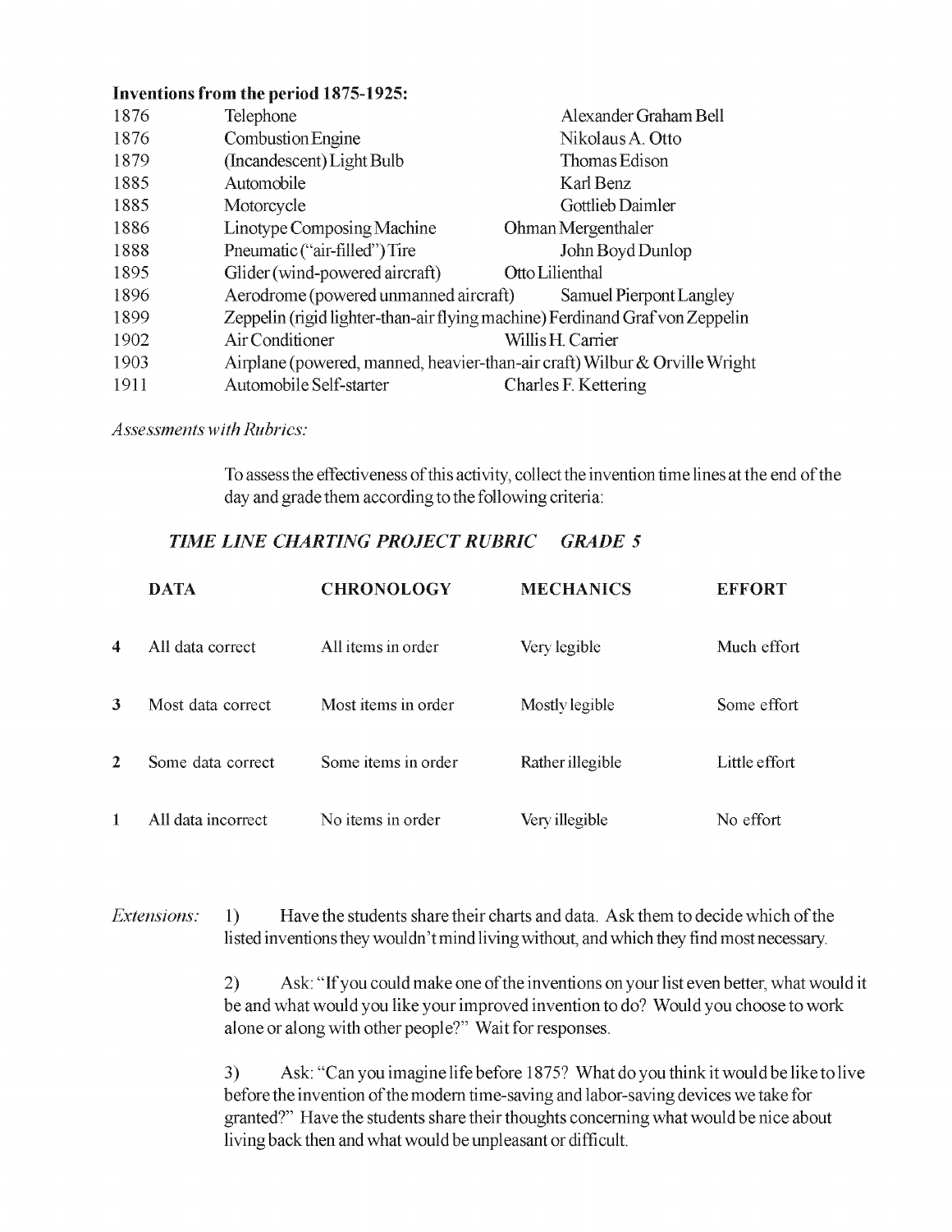**Inventions from the period 1875-1925:**

| | | |
|---|---|---|
| 1876 | Telephone | Alexander Graham Bell |
| 1876 | Combustion Engine | Nikolaus A. Otto |
| 1879 | (Incandescent) Light Bulb | Thomas Edison |
| 1885 | Automobile | Karl Benz |
| 1885 | Motorcycle | Gottlieb Daimler |
| 1886 | Linotype Composing Machine | Ohman Mergenthaler |
| 1888 | Pneumatic ("air-filled") Tire | John Boyd Dunlop |
| 1895 | Glider (wind-powered aircraft) | Otto Lilienthal |
| 1896 | Aerodrome (powered unmanned aircraft) | Samuel Pierpont Langley |
| 1899 | Zeppelin (rigid lighter-than-air flying machine) | Ferdinand Graf von Zeppelin |
| 1902 | Air Conditioner | Willis H. Carrier |
| 1903 | Airplane (powered, manned, heavier-than-air craft) | Wilbur & Orville Wright |
| 1911 | Automobile Self-starter | Charles F. Kettering |

*Assessments with Rubrics:*

To assess the effectiveness of this activity, collect the invention time lines at the end of the day and grade them according to the following criteria:

***TIME LINE CHARTING PROJECT RUBRIC GRADE 5***

| | DATA | CHRONOLOGY | MECHANICS | EFFORT |
|---|---|---|---|---|
| **4** | All data correct | All items in order | Very legible | Much effort |
| **3** | Most data correct | Most items in order | Mostly legible | Some effort |
| **2** | Some data correct | Some items in order | Rather illegible | Little effort |
| **1** | All data incorrect | No items in order | Very illegible | No effort |

*Extensions:*

1) Have the students share their charts and data. Ask them to decide which of the listed inventions they wouldn't mind living without, and which they find most necessary.

2) Ask: "If you could make one of the inventions on your list even better, what would it be and what would you like your improved invention to do? Would you choose to work alone or along with other people?" Wait for responses.

3) Ask: "Can you imagine life before 1875? What do you think it would be like to live before the invention of the modern time-saving and labor-saving devices we take for granted?" Have the students share their thoughts concerning what would be nice about living back then and what would be unpleasant or difficult.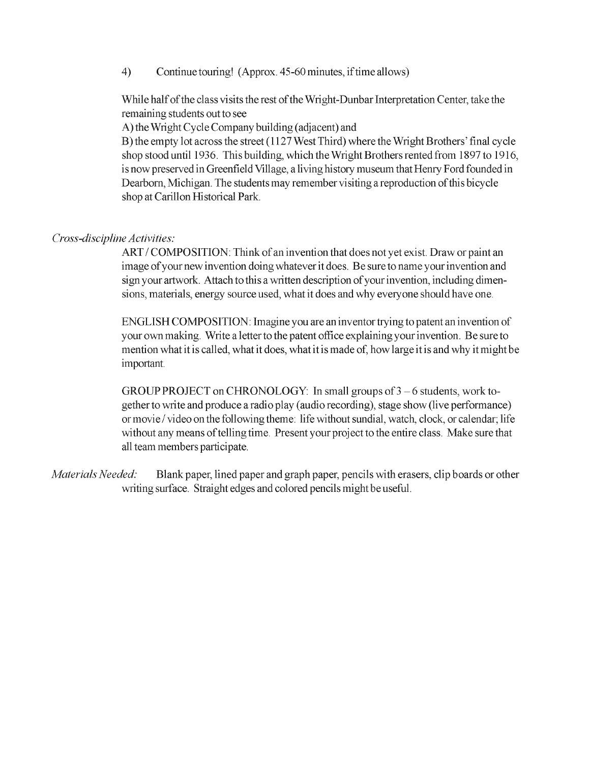4) Continue touring! (Approx. 45-60 minutes, if time allows)

While half of the class visits the rest of the Wright-Dunbar Interpretation Center, take the remaining students out to see

A) the Wright Cycle Company building (adjacent) and

B) the empty lot across the street (1127 West Third) where the Wright Brothers' final cycle shop stood until 1936. This building, which the Wright Brothers rented from 1897 to 1916, is now preserved in Greenfield Village, a living history museum that Henry Ford founded in Dearborn, Michigan. The students may remember visiting a reproduction of this bicycle shop at Carillon Historical Park.

*Cross-discipline Activities:*

ART / COMPOSITION: Think of an invention that does not yet exist. Draw or paint an image of your new invention doing whatever it does. Be sure to name your invention and sign your artwork. Attach to this a written description of your invention, including dimensions, materials, energy source used, what it does and why everyone should have one.

ENGLISH COMPOSITION: Imagine you are an inventor trying to patent an invention of your own making. Write a letter to the patent office explaining your invention. Be sure to mention what it is called, what it does, what it is made of, how large it is and why it might be important.

GROUP PROJECT on CHRONOLOGY: In small groups of 3 – 6 students, work together to write and produce a radio play (audio recording), stage show (live performance) or movie / video on the following theme: life without sundial, watch, clock, or calendar; life without any means of telling time. Present your project to the entire class. Make sure that all team members participate.

*Materials Needed:* Blank paper, lined paper and graph paper, pencils with erasers, clip boards or other writing surface. Straight edges and colored pencils might be useful.